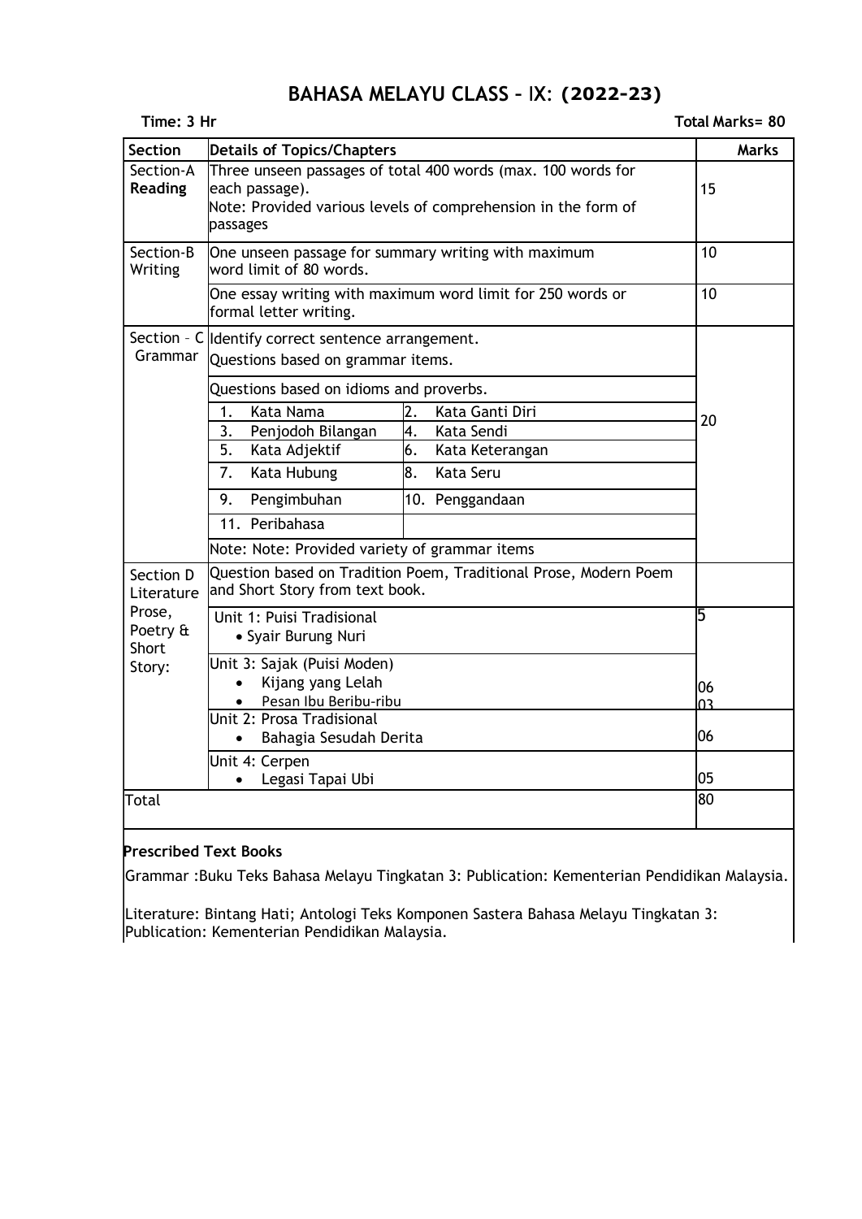# BAHASA MELAYU CLASS – IX: (2022-23)

**Time: 3 Hr** **Total Marks= 80**

| Section | Details of Topics/Chapters | | Marks |
|---|---|---|---|
| Section-A **Reading** | Three unseen passages of total 400 words (max. 100 words for each passage). Note: Provided various levels of comprehension in the form of passages | | 15 |
| Section-B Writing | One unseen passage for summary writing with maximum word limit of 80 words. | | 10 |
| | One essay writing with maximum word limit for 250 words or formal letter writing. | | 10 |
| Section – C Grammar | Identify correct sentence arrangement. Questions based on grammar items. | | 20 |
| | Questions based on idioms and proverbs. | | |
| | 1. Kata Nama | 2. Kata Ganti Diri | |
| | 3. Penjodoh Bilangan | 4. Kata Sendi | |
| | 5. Kata Adjektif | 6. Kata Keterangan | |
| | 7. Kata Hubung | 8. Kata Seru | |
| | 9. Pengimbuhan | 10. Penggandaan | |
| | 11. Peribahasa | | |
| | Note: Note: Provided variety of grammar items | | |
| Section D Literature Prose, Poetry & Short Story: | Question based on Tradition Poem, Traditional Prose, Modern Poem and Short Story from text book. | | |
| | Unit 1: Puisi Tradisional<br>• Syair Burung Nuri | | 5 |
| | Unit 3: Sajak (Puisi Moden)<br>• Kijang yang Lelah<br>• Pesan Ibu Beribu-ribu | | 06<br>03 |
| | Unit 2: Prosa Tradisional<br>• Bahagia Sesudah Derita | | 06 |
| | Unit 4: Cerpen<br>• Legasi Tapai Ubi | | 05 |
| Total | | | 80 |

**Prescribed Text Books**

Grammar :Buku Teks Bahasa Melayu Tingkatan 3: Publication: Kementerian Pendidikan Malaysia.

Literature: Bintang Hati; Antologi Teks Komponen Sastera Bahasa Melayu Tingkatan 3: Publication: Kementerian Pendidikan Malaysia.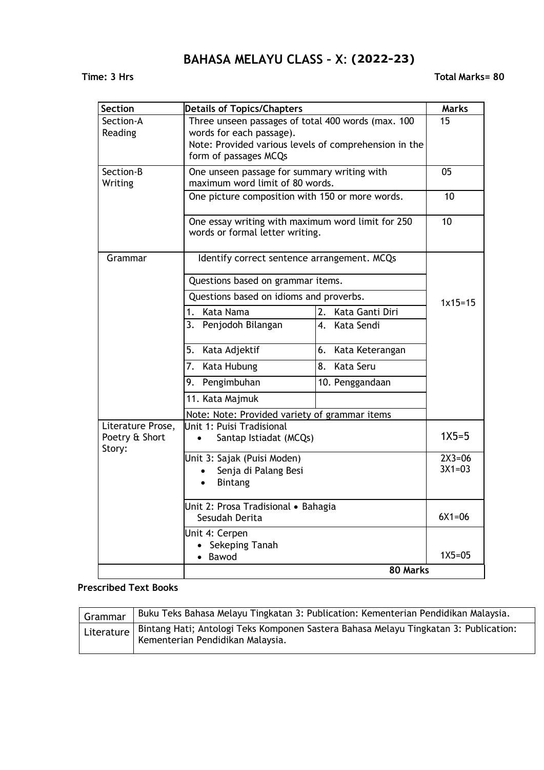# BAHASA MELAYU CLASS – X: (2022-23)

**Time: 3 Hrs** **Total Marks= 80**

| Section | Details of Topics/Chapters | | Marks |
|---|---|---|---|
| Section-A Reading | Three unseen passages of total 400 words (max. 100 words for each passage). Note: Provided various levels of comprehension in the form of passages MCQs | | 15 |
| Section-B Writing | One unseen passage for summary writing with maximum word limit of 80 words. | | 05 |
| | One picture composition with 150 or more words. | | 10 |
| | One essay writing with maximum word limit for 250 words or formal letter writing. | | 10 |
| Grammar | Identify correct sentence arrangement. MCQs | | 1x15=15 |
| | Questions based on grammar items. | | |
| | Questions based on idioms and proverbs. | | |
| | 1. Kata Nama | 2. Kata Ganti Diri | |
| | 3. Penjodoh Bilangan | 4. Kata Sendi | |
| | 5. Kata Adjektif | 6. Kata Keterangan | |
| | 7. Kata Hubung | 8. Kata Seru | |
| | 9. Pengimbuhan | 10. Penggandaan | |
| | 11. Kata Majmuk | | |
| | Note: Note: Provided variety of grammar items | | |
| Literature Prose, Poetry & Short Story: | Unit 1: Puisi Tradisional<br>• Santap Istiadat (MCQs) | | 1X5=5 |
| | Unit 3: Sajak (Puisi Moden)<br>• Senja di Palang Besi<br>• Bintang | | 2X3=06<br>3X1=03 |
| | Unit 2: Prosa Tradisional • Bahagia Sesudah Derita | | 6X1=06 |
| | Unit 4: Cerpen<br>• Sekeping Tanah<br>• Bawod | | 1X5=05 |
| | **80 Marks** | | |

**Prescribed Text Books**

| | |
|---|---|
| Grammar | Buku Teks Bahasa Melayu Tingkatan 3: Publication: Kementerian Pendidikan Malaysia. |
| Literature | Bintang Hati; Antologi Teks Komponen Sastera Bahasa Melayu Tingkatan 3: Publication: Kementerian Pendidikan Malaysia. |